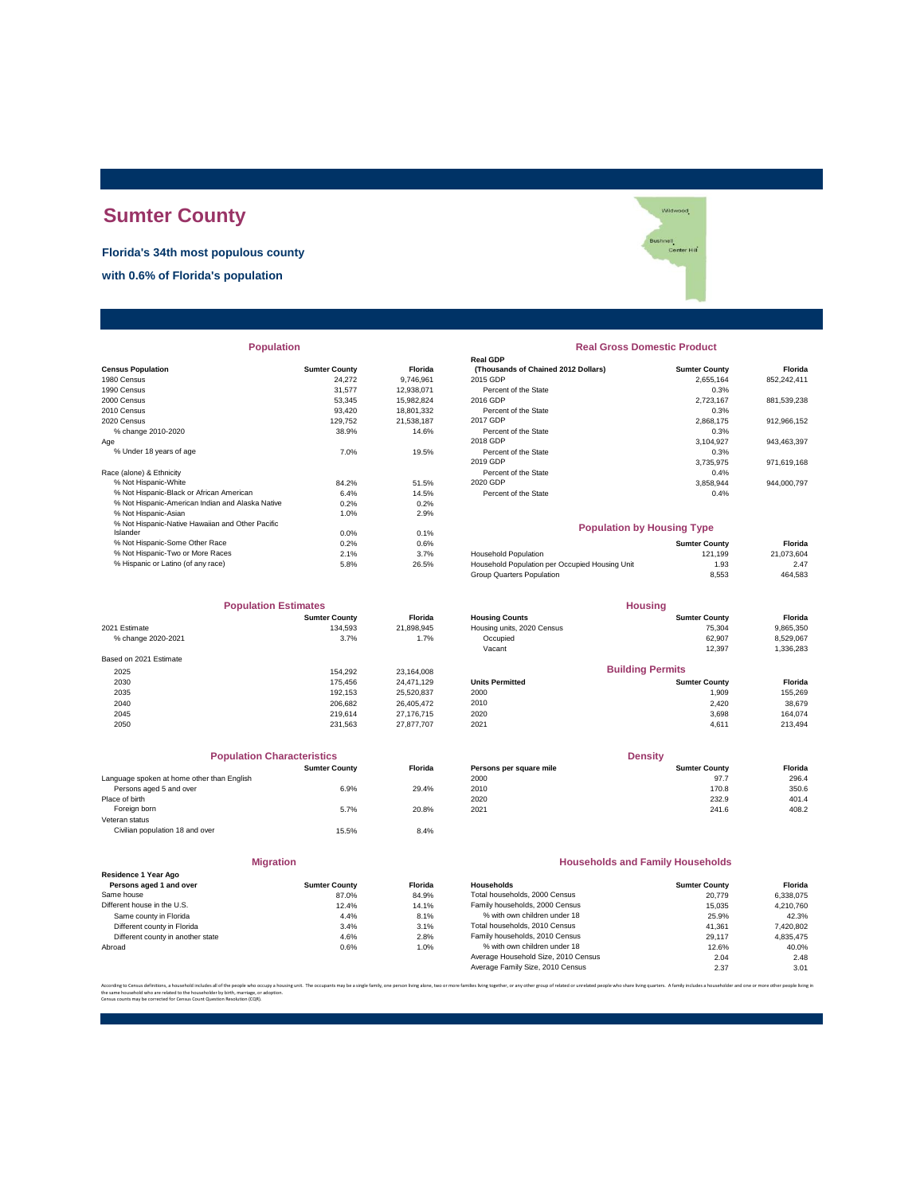# Sumter County

**Florida's 34th most populous county**

**with 0.6% of Florida's population**

## Population

| Census Population | Sumter County | Florida |
|---|---|---|
| 1980 Census | 24,272 | 9,746,961 |
| 1990 Census | 31,577 | 12,938,071 |
| 2000 Census | 53,345 | 15,982,824 |
| 2010 Census | 93,420 | 18,801,332 |
| 2020 Census | 129,752 | 21,538,187 |
| % change 2010-2020 | 38.9% | 14.6% |
| Age | | |
| % Under 18 years of age | 7.0% | 19.5% |
| Race (alone) & Ethnicity | | |
| % Not Hispanic-White | 84.2% | 51.5% |
| % Not Hispanic-Black or African American | 6.4% | 14.5% |
| % Not Hispanic-American Indian and Alaska Native | 0.2% | 0.2% |
| % Not Hispanic-Asian | 1.0% | 2.9% |
| % Not Hispanic-Native Hawaiian and Other Pacific Islander | 0.0% | 0.1% |
| % Not Hispanic-Some Other Race | 0.2% | 0.6% |
| % Not Hispanic-Two or More Races | 2.1% | 3.7% |
| % Hispanic or Latino (of any race) | 5.8% | 26.5% |

## Real Gross Domestic Product

| Real GDP (Thousands of Chained 2012 Dollars) | Sumter County | Florida |
|---|---|---|
| 2015 GDP | 2,655,164 | 852,242,411 |
| Percent of the State | 0.3% | |
| 2016 GDP | 2,723,167 | 881,539,238 |
| Percent of the State | 0.3% | |
| 2017 GDP | 2,868,175 | 912,966,152 |
| Percent of the State | 0.3% | |
| 2018 GDP | 3,104,927 | 943,463,397 |
| Percent of the State | 0.3% | |
| 2019 GDP | 3,735,975 | 971,619,168 |
| Percent of the State | 0.4% | |
| 2020 GDP | 3,858,944 | 944,000,797 |
| Percent of the State | 0.4% | |

## Population by Housing Type

| | Sumter County | Florida |
|---|---|---|
| Household Population | 121,199 | 21,073,604 |
| Household Population per Occupied Housing Unit | 1.93 | 2.47 |
| Group Quarters Population | 8,553 | 464,583 |

## Population Estimates

| | Sumter County | Florida |
|---|---|---|
| 2021 Estimate | 134,593 | 21,898,945 |
| % change 2020-2021 | 3.7% | 1.7% |
| Based on 2021 Estimate | | |
| 2025 | 154,292 | 23,164,008 |
| 2030 | 175,456 | 24,471,129 |
| 2035 | 192,153 | 25,520,837 |
| 2040 | 206,682 | 26,405,472 |
| 2045 | 219,614 | 27,176,715 |
| 2050 | 231,563 | 27,877,707 |

## Housing

| Housing Counts | Sumter County | Florida |
|---|---|---|
| Housing units, 2020 Census | 75,304 | 9,865,350 |
| Occupied | 62,907 | 8,529,067 |
| Vacant | 12,397 | 1,336,283 |

## Building Permits

| Units Permitted | Sumter County | Florida |
|---|---|---|
| 2000 | 1,909 | 155,269 |
| 2010 | 2,420 | 38,679 |
| 2020 | 3,698 | 164,074 |
| 2021 | 4,611 | 213,494 |

## Population Characteristics

| | Sumter County | Florida |
|---|---|---|
| Language spoken at home other than English | | |
| Persons aged 5 and over | 6.9% | 29.4% |
| Place of birth | | |
| Foreign born | 5.7% | 20.8% |
| Veteran status | | |
| Civilian population 18 and over | 15.5% | 8.4% |

## Density

| Persons per square mile | Sumter County | Florida |
|---|---|---|
| 2000 | 97.7 | 296.4 |
| 2010 | 170.8 | 350.6 |
| 2020 | 232.9 | 401.4 |
| 2021 | 241.6 | 408.2 |

## Migration

| Residence 1 Year Ago Persons aged 1 and over | Sumter County | Florida |
|---|---|---|
| Same house | 87.0% | 84.9% |
| Different house in the U.S. | 12.4% | 14.1% |
| Same county in Florida | 4.4% | 8.1% |
| Different county in Florida | 3.4% | 3.1% |
| Different county in another state | 4.6% | 2.8% |
| Abroad | 0.6% | 1.0% |

## Households and Family Households

| Households | Sumter County | Florida |
|---|---|---|
| Total households, 2000 Census | 20,779 | 6,338,075 |
| Family households, 2000 Census | 15,035 | 4,210,760 |
| % with own children under 18 | 25.9% | 42.3% |
| Total households, 2010 Census | 41,361 | 7,420,802 |
| Family households, 2010 Census | 29,117 | 4,835,475 |
| % with own children under 18 | 12.6% | 40.0% |
| Average Household Size, 2010 Census | 2.04 | 2.48 |
| Average Family Size, 2010 Census | 2.37 | 3.01 |

According to Census definitions, a household includes all of the people who occupy a housing unit. The occupants may be a single family, one person living alone, two or more families living together, or any other group of related or unrelated people who share living quarters. A family includes a householder and one or more other people living in the same household who are related to the householder by birth, marriage, or adoption.
Census counts may be corrected for Census Count Question Resolution (CQR).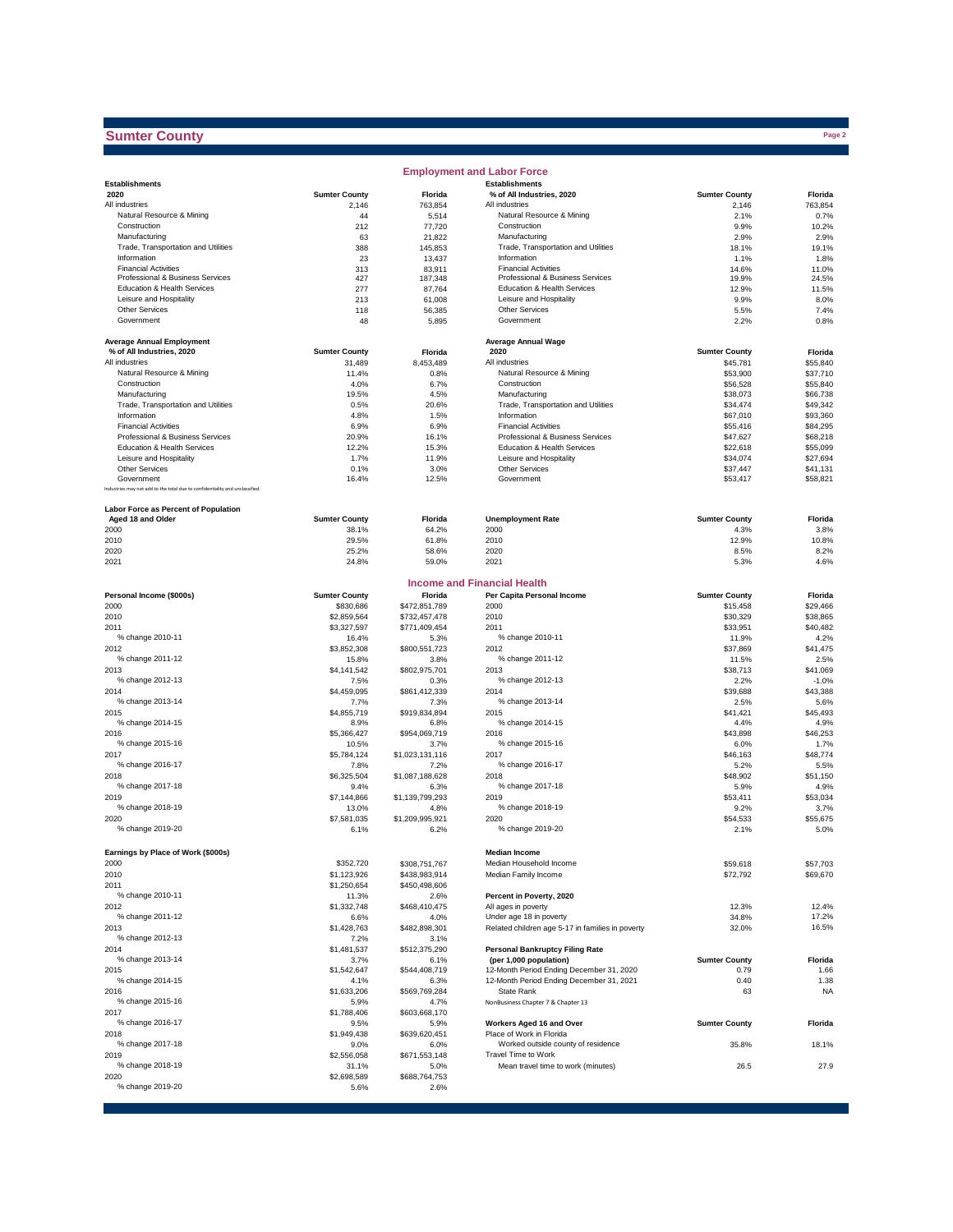# Sumter County

## Employment and Labor Force

| Establishments 2020 | Sumter County | Florida |
|---|---|---|
| All industries | 2,146 | 763,854 |
| Natural Resource & Mining | 44 | 5,514 |
| Construction | 212 | 77,720 |
| Manufacturing | 63 | 21,822 |
| Trade, Transportation and Utilities | 388 | 145,853 |
| Information | 23 | 13,437 |
| Financial Activities | 313 | 83,911 |
| Professional & Business Services | 427 | 187,348 |
| Education & Health Services | 277 | 87,764 |
| Leisure and Hospitality | 213 | 61,008 |
| Other Services | 118 | 56,385 |
| Government | 48 | 5,895 |

| Establishments % of All Industries, 2020 | Sumter County | Florida |
|---|---|---|
| All industries | 2,146 | 763,854 |
| Natural Resource & Mining | 2.1% | 0.7% |
| Construction | 9.9% | 10.2% |
| Manufacturing | 2.9% | 2.9% |
| Trade, Transportation and Utilities | 18.1% | 19.1% |
| Information | 1.1% | 1.8% |
| Financial Activities | 14.6% | 11.0% |
| Professional & Business Services | 19.9% | 24.5% |
| Education & Health Services | 12.9% | 11.5% |
| Leisure and Hospitality | 9.9% | 8.0% |
| Other Services | 5.5% | 7.4% |
| Government | 2.2% | 0.8% |

| Average Annual Employment % of All Industries, 2020 | Sumter County | Florida |
|---|---|---|
| All industries | 31,489 | 8,453,489 |
| Natural Resource & Mining | 11.4% | 0.8% |
| Construction | 4.0% | 6.7% |
| Manufacturing | 19.5% | 4.5% |
| Trade, Transportation and Utilities | 0.5% | 20.6% |
| Information | 4.8% | 1.5% |
| Financial Activities | 6.9% | 6.9% |
| Professional & Business Services | 20.9% | 16.1% |
| Education & Health Services | 12.2% | 15.3% |
| Leisure and Hospitality | 1.7% | 11.9% |
| Other Services | 0.1% | 3.0% |
| Government | 16.4% | 12.5% |

Industries may not add to the total due to confidentiality and unclassified.

| Average Annual Wage 2020 | Sumter County | Florida |
|---|---|---|
| All industries | $45,781 | $55,840 |
| Natural Resource & Mining | $53,900 | $37,710 |
| Construction | $56,528 | $55,840 |
| Manufacturing | $38,073 | $66,738 |
| Trade, Transportation and Utilities | $34,474 | $49,342 |
| Information | $67,010 | $93,360 |
| Financial Activities | $55,416 | $84,295 |
| Professional & Business Services | $47,627 | $68,218 |
| Education & Health Services | $22,618 | $55,099 |
| Leisure and Hospitality | $34,074 | $27,694 |
| Other Services | $37,447 | $41,131 |
| Government | $53,417 | $58,821 |

| Labor Force as Percent of Population Aged 18 and Older | Sumter County | Florida |
|---|---|---|
| 2000 | 38.1% | 64.2% |
| 2010 | 29.5% | 61.8% |
| 2020 | 25.2% | 58.6% |
| 2021 | 24.8% | 59.0% |

| Unemployment Rate | Sumter County | Florida |
|---|---|---|
| 2000 | 4.3% | 3.8% |
| 2010 | 12.9% | 10.8% |
| 2020 | 8.5% | 8.2% |
| 2021 | 5.3% | 4.6% |

## Income and Financial Health

| Personal Income ($000s) | Sumter County | Florida |
|---|---|---|
| 2000 | $830,686 | $472,851,789 |
| 2010 | $2,859,564 | $732,457,478 |
| 2011 | $3,327,597 | $771,409,454 |
| % change 2010-11 | 16.4% | 5.3% |
| 2012 | $3,852,308 | $800,551,723 |
| % change 2011-12 | 15.8% | 3.8% |
| 2013 | $4,141,542 | $802,975,701 |
| % change 2012-13 | 7.5% | 0.3% |
| 2014 | $4,459,095 | $861,412,339 |
| % change 2013-14 | 7.7% | 7.3% |
| 2015 | $4,855,719 | $919,834,894 |
| % change 2014-15 | 8.9% | 6.8% |
| 2016 | $5,366,427 | $954,069,719 |
| % change 2015-16 | 10.5% | 3.7% |
| 2017 | $5,784,124 | $1,023,131,116 |
| % change 2016-17 | 7.8% | 7.2% |
| 2018 | $6,325,504 | $1,087,188,628 |
| % change 2017-18 | 9.4% | 6.3% |
| 2019 | $7,144,866 | $1,139,799,293 |
| % change 2018-19 | 13.0% | 4.8% |
| 2020 | $7,581,035 | $1,209,995,921 |
| % change 2019-20 | 6.1% | 6.2% |

| Per Capita Personal Income | Sumter County | Florida |
|---|---|---|
| 2000 | $15,458 | $29,466 |
| 2010 | $30,329 | $38,865 |
| 2011 | $33,951 | $40,482 |
| % change 2010-11 | 11.9% | 4.2% |
| 2012 | $37,869 | $41,475 |
| % change 2011-12 | 11.5% | 2.5% |
| 2013 | $38,713 | $41,069 |
| % change 2012-13 | 2.2% | -1.0% |
| 2014 | $39,688 | $43,388 |
| % change 2013-14 | 2.5% | 5.6% |
| 2015 | $41,421 | $45,493 |
| % change 2014-15 | 4.4% | 4.9% |
| 2016 | $43,898 | $46,253 |
| % change 2015-16 | 6.0% | 1.7% |
| 2017 | $46,163 | $48,774 |
| % change 2016-17 | 5.2% | 5.5% |
| 2018 | $48,902 | $51,150 |
| % change 2017-18 | 5.9% | 4.9% |
| 2019 | $53,411 | $53,034 |
| % change 2018-19 | 9.2% | 3.7% |
| 2020 | $54,533 | $55,675 |
| % change 2019-20 | 2.1% | 5.0% |

| Earnings by Place of Work ($000s) | Sumter County | Florida |
|---|---|---|
| 2000 | $352,720 | $308,751,767 |
| 2010 | $1,123,926 | $438,983,914 |
| 2011 | $1,250,654 | $450,498,606 |
| % change 2010-11 | 11.3% | 2.6% |
| 2012 | $1,332,748 | $468,410,475 |
| % change 2011-12 | 6.6% | 4.0% |
| 2013 | $1,428,763 | $482,898,301 |
| % change 2012-13 | 7.2% | 3.1% |
| 2014 | $1,481,537 | $512,375,290 |
| % change 2013-14 | 3.7% | 6.1% |
| 2015 | $1,542,647 | $544,408,719 |
| % change 2014-15 | 4.1% | 6.3% |
| 2016 | $1,633,206 | $569,769,284 |
| % change 2015-16 | 5.9% | 4.7% |
| 2017 | $1,788,406 | $603,668,170 |
| % change 2016-17 | 9.5% | 5.9% |
| 2018 | $1,949,438 | $639,620,451 |
| % change 2017-18 | 9.0% | 6.0% |
| 2019 | $2,556,058 | $671,553,148 |
| % change 2018-19 | 31.1% | 5.0% |
| 2020 | $2,698,589 | $688,764,753 |
| % change 2019-20 | 5.6% | 2.6% |

| Median Income | Sumter County | Florida |
|---|---|---|
| Median Household Income | $59,618 | $57,703 |
| Median Family Income | $72,792 | $69,670 |

| Percent in Poverty, 2020 | Sumter County | Florida |
|---|---|---|
| All ages in poverty | 12.3% | 12.4% |
| Under age 18 in poverty | 34.8% | 17.2% |
| Related children age 5-17 in families in poverty | 32.0% | 16.5% |

| Personal Bankruptcy Filing Rate (per 1,000 population) | Sumter County | Florida |
|---|---|---|
| 12-Month Period Ending December 31, 2020 | 0.79 | 1.66 |
| 12-Month Period Ending December 31, 2021 | 0.40 | 1.38 |
| State Rank | 63 | NA |

NonBusiness Chapter 7 & Chapter 13

| Workers Aged 16 and Over | Sumter County | Florida |
|---|---|---|
| Place of Work in Florida | | |
| Worked outside county of residence | 35.8% | 18.1% |
| Travel Time to Work | | |
| Mean travel time to work (minutes) | 26.5 | 27.9 |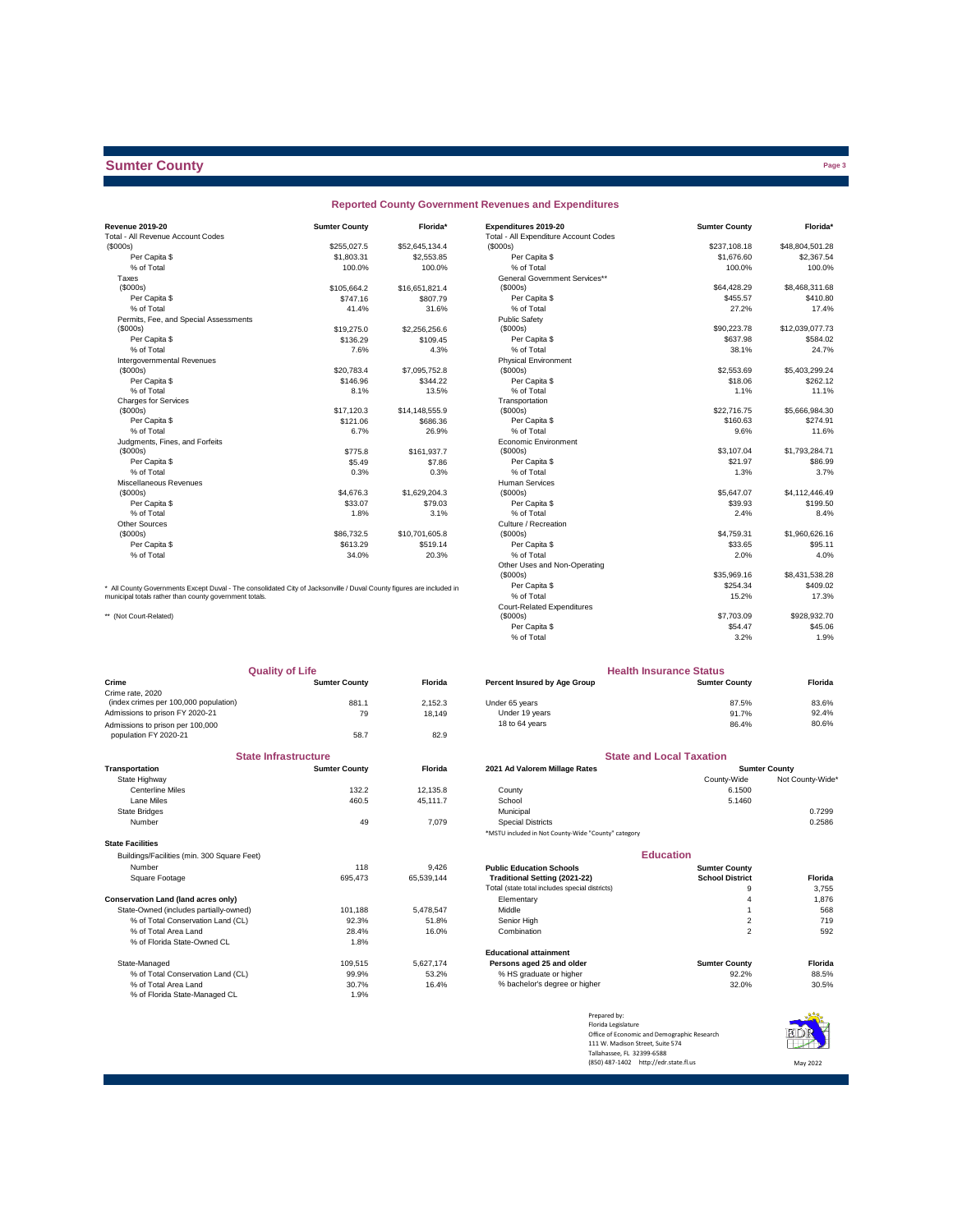# Sumter County

## Reported County Government Revenues and Expenditures

| Revenue 2019-20 | Sumter County | Florida* |
|---|---|---|
| Total - All Revenue Account Codes | | |
| ($000s) | $255,027.5 | $52,645,134.4 |
| Per Capita $ | $1,803.31 | $2,553.85 |
| % of Total | 100.0% | 100.0% |
| Taxes | | |
| ($000s) | $105,664.2 | $16,651,821.4 |
| Per Capita $ | $747.16 | $807.79 |
| % of Total | 41.4% | 31.6% |
| Permits, Fee, and Special Assessments | | |
| ($000s) | $19,275.0 | $2,256,256.6 |
| Per Capita $ | $136.29 | $109.45 |
| % of Total | 7.6% | 4.3% |
| Intergovernmental Revenues | | |
| ($000s) | $20,783.4 | $7,095,752.8 |
| Per Capita $ | $146.96 | $344.22 |
| % of Total | 8.1% | 13.5% |
| Charges for Services | | |
| ($000s) | $17,120.3 | $14,148,555.9 |
| Per Capita $ | $121.06 | $686.36 |
| % of Total | 6.7% | 26.9% |
| Judgments, Fines, and Forfeits | | |
| ($000s) | $775.8 | $161,937.7 |
| Per Capita $ | $5.49 | $7.86 |
| % of Total | 0.3% | 0.3% |
| Miscellaneous Revenues | | |
| ($000s) | $4,676.3 | $1,629,204.3 |
| Per Capita $ | $33.07 | $79.03 |
| % of Total | 1.8% | 3.1% |
| Other Sources | | |
| ($000s) | $86,732.5 | $10,701,605.8 |
| Per Capita $ | $613.29 | $519.14 |
| % of Total | 34.0% | 20.3% |

\* All County Governments Except Duval - The consolidated City of Jacksonville / Duval County figures are included in municipal totals rather than county government totals.

\*\* (Not Court-Related)

| Expenditures 2019-20 | Sumter County | Florida* |
|---|---|---|
| Total - All Expenditure Account Codes | | |
| ($000s) | $237,108.18 | $48,804,501.28 |
| Per Capita $ | $1,676.60 | $2,367.54 |
| % of Total | 100.0% | 100.0% |
| General Government Services** | | |
| ($000s) | $64,428.29 | $8,468,311.68 |
| Per Capita $ | $455.57 | $410.80 |
| % of Total | 27.2% | 17.4% |
| Public Safety | | |
| ($000s) | $90,223.78 | $12,039,077.73 |
| Per Capita $ | $637.98 | $584.02 |
| % of Total | 38.1% | 24.7% |
| Physical Environment | | |
| ($000s) | $2,553.69 | $5,403,299.24 |
| Per Capita $ | $18.06 | $262.12 |
| % of Total | 1.1% | 11.1% |
| Transportation | | |
| ($000s) | $22,716.75 | $5,666,984.30 |
| Per Capita $ | $160.63 | $274.91 |
| % of Total | 9.6% | 11.6% |
| Economic Environment | | |
| ($000s) | $3,107.04 | $1,793,284.71 |
| Per Capita $ | $21.97 | $86.99 |
| % of Total | 1.3% | 3.7% |
| Human Services | | |
| ($000s) | $5,647.07 | $4,112,446.49 |
| Per Capita $ | $39.93 | $199.50 |
| % of Total | 2.4% | 8.4% |
| Culture / Recreation | | |
| ($000s) | $4,759.31 | $1,960,626.16 |
| Per Capita $ | $33.65 | $95.11 |
| % of Total | 2.0% | 4.0% |
| Other Uses and Non-Operating | | |
| ($000s) | $35,969.16 | $8,431,538.28 |
| Per Capita $ | $254.34 | $409.02 |
| % of Total | 15.2% | 17.3% |
| Court-Related Expenditures | | |
| ($000s) | $7,703.09 | $928,932.70 |
| Per Capita $ | $54.47 | $45.06 |
| % of Total | 3.2% | 1.9% |

## Quality of Life

| Crime | Sumter County | Florida |
|---|---|---|
| Crime rate, 2020 (index crimes per 100,000 population) | 881.1 | 2,152.3 |
| Admissions to prison FY 2020-21 | 79 | 18,149 |
| Admissions to prison per 100,000 population FY 2020-21 | 58.7 | 82.9 |

## Health Insurance Status

| Percent Insured by Age Group | Sumter County | Florida |
|---|---|---|
| Under 65 years | 87.5% | 83.6% |
| Under 19 years | 91.7% | 92.4% |
| 18 to 64 years | 86.4% | 80.6% |

## State Infrastructure

| Transportation | Sumter County | Florida |
|---|---|---|
| State Highway | | |
| Centerline Miles | 132.2 | 12,135.8 |
| Lane Miles | 460.5 | 45,111.7 |
| State Bridges | | |
| Number | 49 | 7,079 |

| State Facilities | Sumter County | Florida |
|---|---|---|
| Buildings/Facilities (min. 300 Square Feet) | | |
| Number | 118 | 9,426 |
| Square Footage | 695,473 | 65,539,144 |

| Conservation Land (land acres only) | Sumter County | Florida |
|---|---|---|
| State-Owned (includes partially-owned) | 101,188 | 5,478,547 |
| % of Total Conservation Land (CL) | 92.3% | 51.8% |
| % of Total Area Land | 28.4% | 16.0% |
| % of Florida State-Owned CL | 1.8% | |
| State-Managed | 109,515 | 5,627,174 |
| % of Total Conservation Land (CL) | 99.9% | 53.2% |
| % of Total Area Land | 30.7% | 16.4% |
| % of Florida State-Managed CL | 1.9% | |

## State and Local Taxation

| 2021 Ad Valorem Millage Rates | Sumter County County-Wide | Sumter County Not County-Wide* |
|---|---|---|
| County | 6.1500 | |
| School | 5.1460 | |
| Municipal | | 0.7299 |
| Special Districts | | 0.2586 |

*MSTU included in Not County-Wide "County" category

## Education

| Public Education Schools Traditional Setting (2021-22) | Sumter County School District | Florida |
|---|---|---|
| Total (state total includes special districts) | 9 | 3,755 |
| Elementary | 4 | 1,876 |
| Middle | 1 | 568 |
| Senior High | 2 | 719 |
| Combination | 2 | 592 |

| Educational attainment Persons aged 25 and older | Sumter County | Florida |
|---|---|---|
| % HS graduate or higher | 92.2% | 88.5% |
| % bachelor's degree or higher | 32.0% | 30.5% |

Prepared by:
Florida Legislature
Office of Economic and Demographic Research
111 W. Madison Street, Suite 574
Tallahassee, FL 32399-6588
(850) 487-1402 http://edr.state.fl.us

May 2022